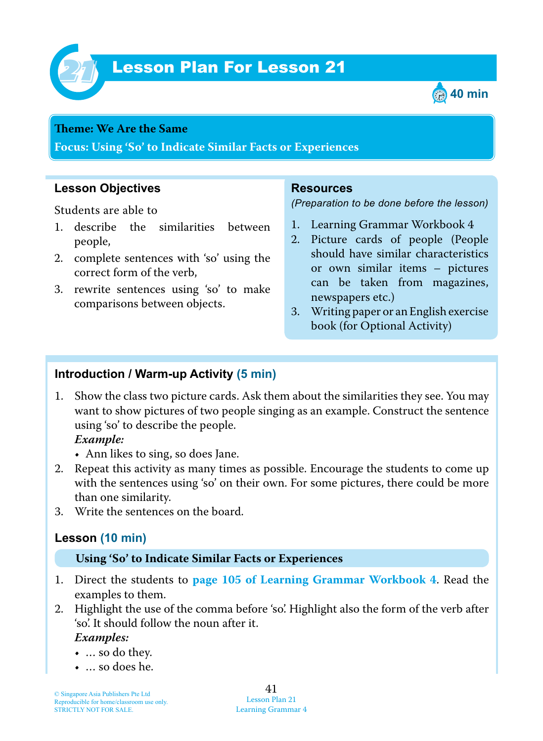# Lesson Plan For Lesson 21

40 min

**Theme: We Are the Same**

**Focus: Using 'So' to Indicate Similar Facts or Experiences**

## Lesson Objectives

Students are able to

1. describe the similarities between people,
2. complete sentences with 'so' using the correct form of the verb,
3. rewrite sentences using 'so' to make comparisons between objects.

## Resources

*(Preparation to be done before the lesson)*

1. Learning Grammar Workbook 4
2. Picture cards of people (People should have similar characteristics or own similar items – pictures can be taken from magazines, newspapers etc.)
3. Writing paper or an English exercise book (for Optional Activity)

## Introduction / Warm-up Activity (5 min)

1. Show the class two picture cards. Ask them about the similarities they see. You may want to show pictures of two people singing as an example. Construct the sentence using 'so' to describe the people.

   ***Example:***
   - Ann likes to sing, so does Jane.
2. Repeat this activity as many times as possible. Encourage the students to come up with the sentences using 'so' on their own. For some pictures, there could be more than one similarity.
3. Write the sentences on the board.

## Lesson (10 min)

**Using 'So' to Indicate Similar Facts or Experiences**

1. Direct the students to **page 105 of Learning Grammar Workbook 4**. Read the examples to them.
2. Highlight the use of the comma before 'so'. Highlight also the form of the verb after 'so'. It should follow the noun after it.

   ***Examples:***
   - … so do they.
   - … so does he.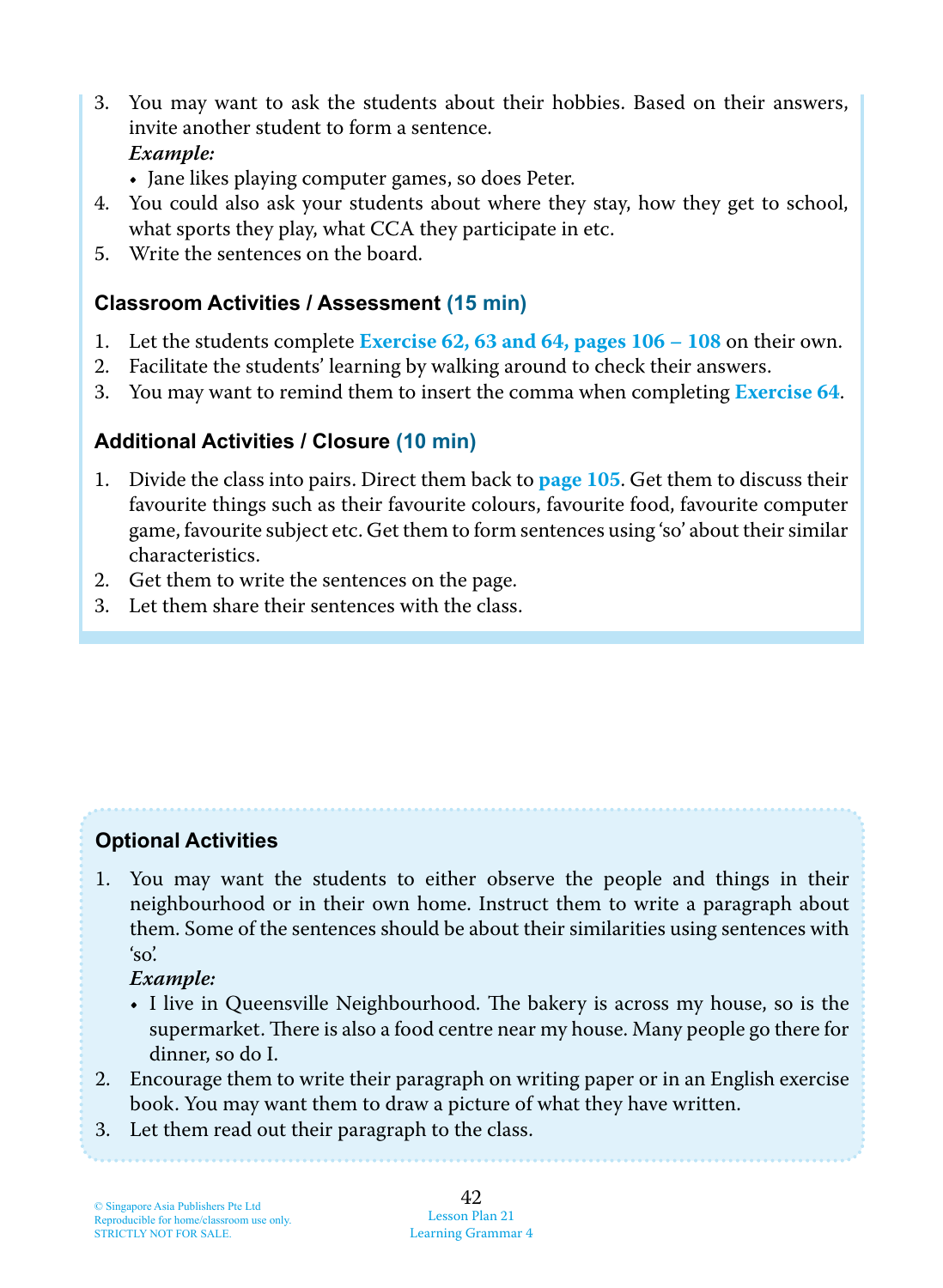3. You may want to ask the students about their hobbies. Based on their answers, invite another student to form a sentence.

   ***Example:***

   - Jane likes playing computer games, so does Peter.
4. You could also ask your students about where they stay, how they get to school, what sports they play, what CCA they participate in etc.
5. Write the sentences on the board.

### Classroom Activities / Assessment (15 min)

1. Let the students complete **Exercise 62, 63 and 64, pages 106 – 108** on their own.
2. Facilitate the students' learning by walking around to check their answers.
3. You may want to remind them to insert the comma when completing **Exercise 64**.

### Additional Activities / Closure (10 min)

1. Divide the class into pairs. Direct them back to **page 105**. Get them to discuss their favourite things such as their favourite colours, favourite food, favourite computer game, favourite subject etc. Get them to form sentences using 'so' about their similar characteristics.
2. Get them to write the sentences on the page.
3. Let them share their sentences with the class.

### Optional Activities

1. You may want the students to either observe the people and things in their neighbourhood or in their own home. Instruct them to write a paragraph about them. Some of the sentences should be about their similarities using sentences with 'so'.

   ***Example:***

   - I live in Queensville Neighbourhood. The bakery is across my house, so is the supermarket. There is also a food centre near my house. Many people go there for dinner, so do I.
2. Encourage them to write their paragraph on writing paper or in an English exercise book. You may want them to draw a picture of what they have written.
3. Let them read out their paragraph to the class.